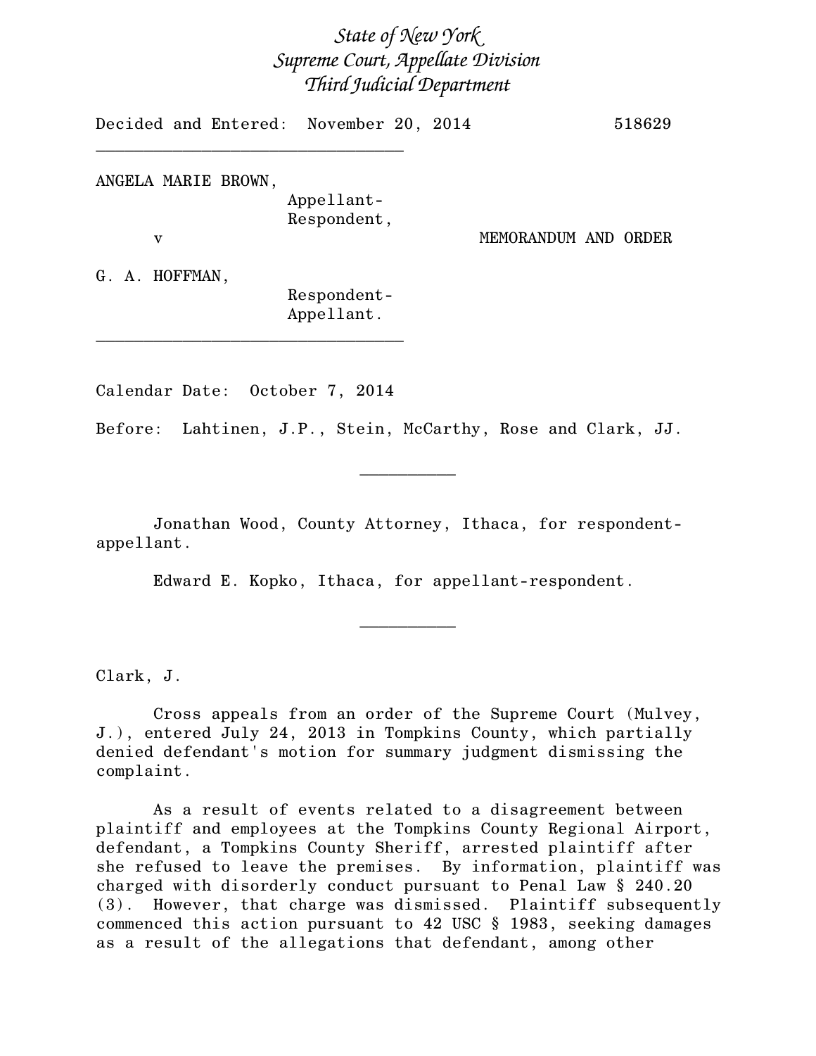*State of New York*
*Supreme Court, Appellate Division*
*Third Judicial Department*

Decided and Entered: November 20, 2014 518629

---

ANGELA MARIE BROWN,
Appellant-Respondent,

v MEMORANDUM AND ORDER

G. A. HOFFMAN,
Respondent-Appellant.

---

Calendar Date: October 7, 2014

Before: Lahtinen, J.P., Stein, McCarthy, Rose and Clark, JJ.

---

Jonathan Wood, County Attorney, Ithaca, for respondent-appellant.

Edward E. Kopko, Ithaca, for appellant-respondent.

---

Clark, J.

Cross appeals from an order of the Supreme Court (Mulvey, J.), entered July 24, 2013 in Tompkins County, which partially denied defendant's motion for summary judgment dismissing the complaint.

As a result of events related to a disagreement between plaintiff and employees at the Tompkins County Regional Airport, defendant, a Tompkins County Sheriff, arrested plaintiff after she refused to leave the premises. By information, plaintiff was charged with disorderly conduct pursuant to Penal Law § 240.20 (3). However, that charge was dismissed. Plaintiff subsequently commenced this action pursuant to 42 USC § 1983, seeking damages as a result of the allegations that defendant, among other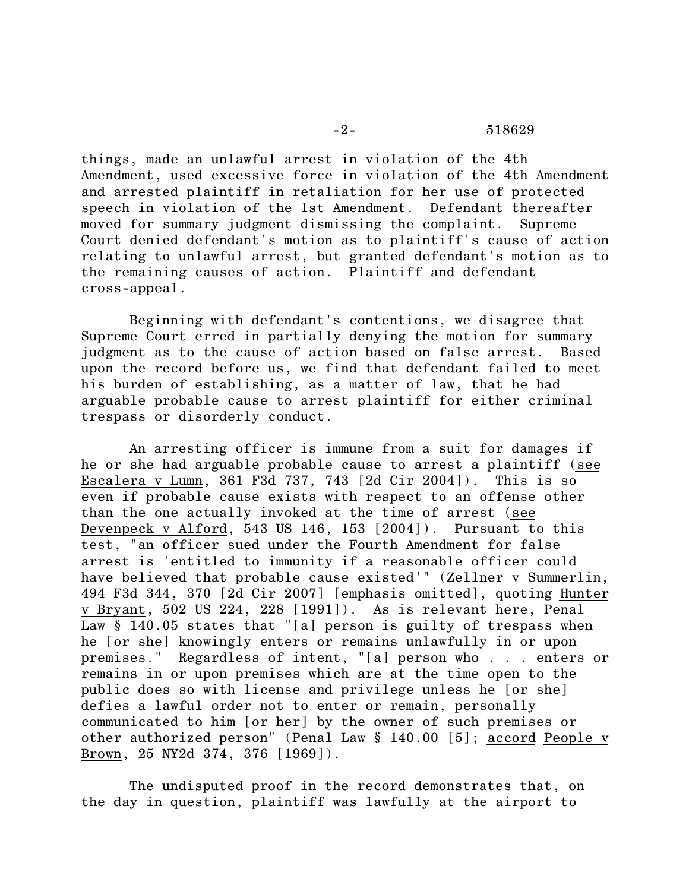things, made an unlawful arrest in violation of the 4th Amendment, used excessive force in violation of the 4th Amendment and arrested plaintiff in retaliation for her use of protected speech in violation of the 1st Amendment. Defendant thereafter moved for summary judgment dismissing the complaint. Supreme Court denied defendant's motion as to plaintiff's cause of action relating to unlawful arrest, but granted defendant's motion as to the remaining causes of action. Plaintiff and defendant cross-appeal.

Beginning with defendant's contentions, we disagree that Supreme Court erred in partially denying the motion for summary judgment as to the cause of action based on false arrest. Based upon the record before us, we find that defendant failed to meet his burden of establishing, as a matter of law, that he had arguable probable cause to arrest plaintiff for either criminal trespass or disorderly conduct.

An arresting officer is immune from a suit for damages if he or she had arguable probable cause to arrest a plaintiff (see Escalera v Lumn, 361 F3d 737, 743 [2d Cir 2004]). This is so even if probable cause exists with respect to an offense other than the one actually invoked at the time of arrest (see Devenpeck v Alford, 543 US 146, 153 [2004]). Pursuant to this test, "an officer sued under the Fourth Amendment for false arrest is 'entitled to immunity if a reasonable officer could have believed that probable cause existed'" (Zellner v Summerlin, 494 F3d 344, 370 [2d Cir 2007] [emphasis omitted], quoting Hunter v Bryant, 502 US 224, 228 [1991]). As is relevant here, Penal Law § 140.05 states that "[a] person is guilty of trespass when he [or she] knowingly enters or remains unlawfully in or upon premises." Regardless of intent, "[a] person who . . . enters or remains in or upon premises which are at the time open to the public does so with license and privilege unless he [or she] defies a lawful order not to enter or remain, personally communicated to him [or her] by the owner of such premises or other authorized person" (Penal Law § 140.00 [5]; accord People v Brown, 25 NY2d 374, 376 [1969]).

The undisputed proof in the record demonstrates that, on the day in question, plaintiff was lawfully at the airport to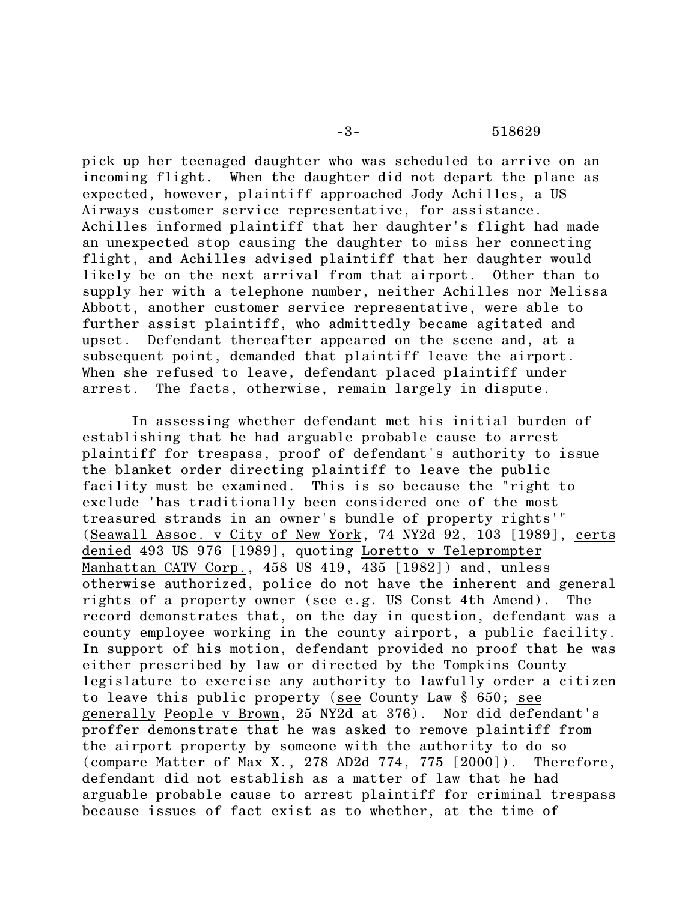pick up her teenaged daughter who was scheduled to arrive on an incoming flight. When the daughter did not depart the plane as expected, however, plaintiff approached Jody Achilles, a US Airways customer service representative, for assistance. Achilles informed plaintiff that her daughter's flight had made an unexpected stop causing the daughter to miss her connecting flight, and Achilles advised plaintiff that her daughter would likely be on the next arrival from that airport. Other than to supply her with a telephone number, neither Achilles nor Melissa Abbott, another customer service representative, were able to further assist plaintiff, who admittedly became agitated and upset. Defendant thereafter appeared on the scene and, at a subsequent point, demanded that plaintiff leave the airport. When she refused to leave, defendant placed plaintiff under arrest. The facts, otherwise, remain largely in dispute.

In assessing whether defendant met his initial burden of establishing that he had arguable probable cause to arrest plaintiff for trespass, proof of defendant's authority to issue the blanket order directing plaintiff to leave the public facility must be examined. This is so because the "right to exclude 'has traditionally been considered one of the most treasured strands in an owner's bundle of property rights'" (Seawall Assoc. v City of New York, 74 NY2d 92, 103 [1989], certs denied 493 US 976 [1989], quoting Loretto v Teleprompter Manhattan CATV Corp., 458 US 419, 435 [1982]) and, unless otherwise authorized, police do not have the inherent and general rights of a property owner (see e.g. US Const 4th Amend). The record demonstrates that, on the day in question, defendant was a county employee working in the county airport, a public facility. In support of his motion, defendant provided no proof that he was either prescribed by law or directed by the Tompkins County legislature to exercise any authority to lawfully order a citizen to leave this public property (see County Law § 650; see generally People v Brown, 25 NY2d at 376). Nor did defendant's proffer demonstrate that he was asked to remove plaintiff from the airport property by someone with the authority to do so (compare Matter of Max X., 278 AD2d 774, 775 [2000]). Therefore, defendant did not establish as a matter of law that he had arguable probable cause to arrest plaintiff for criminal trespass because issues of fact exist as to whether, at the time of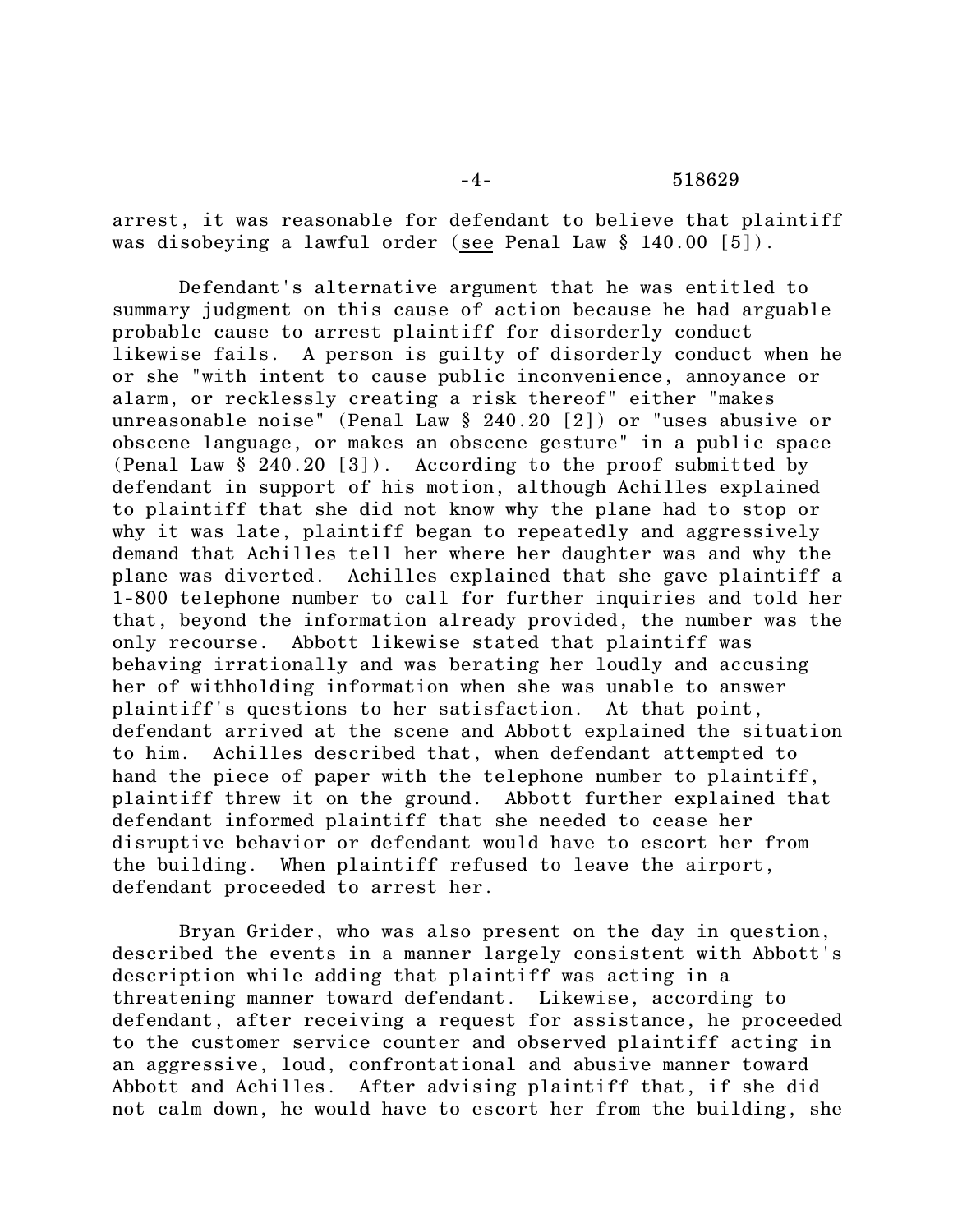arrest, it was reasonable for defendant to believe that plaintiff was disobeying a lawful order (see Penal Law § 140.00 [5]).

Defendant's alternative argument that he was entitled to summary judgment on this cause of action because he had arguable probable cause to arrest plaintiff for disorderly conduct likewise fails. A person is guilty of disorderly conduct when he or she "with intent to cause public inconvenience, annoyance or alarm, or recklessly creating a risk thereof" either "makes unreasonable noise" (Penal Law § 240.20 [2]) or "uses abusive or obscene language, or makes an obscene gesture" in a public space (Penal Law § 240.20 [3]). According to the proof submitted by defendant in support of his motion, although Achilles explained to plaintiff that she did not know why the plane had to stop or why it was late, plaintiff began to repeatedly and aggressively demand that Achilles tell her where her daughter was and why the plane was diverted. Achilles explained that she gave plaintiff a 1-800 telephone number to call for further inquiries and told her that, beyond the information already provided, the number was the only recourse. Abbott likewise stated that plaintiff was behaving irrationally and was berating her loudly and accusing her of withholding information when she was unable to answer plaintiff's questions to her satisfaction. At that point, defendant arrived at the scene and Abbott explained the situation to him. Achilles described that, when defendant attempted to hand the piece of paper with the telephone number to plaintiff, plaintiff threw it on the ground. Abbott further explained that defendant informed plaintiff that she needed to cease her disruptive behavior or defendant would have to escort her from the building. When plaintiff refused to leave the airport, defendant proceeded to arrest her.

Bryan Grider, who was also present on the day in question, described the events in a manner largely consistent with Abbott's description while adding that plaintiff was acting in a threatening manner toward defendant. Likewise, according to defendant, after receiving a request for assistance, he proceeded to the customer service counter and observed plaintiff acting in an aggressive, loud, confrontational and abusive manner toward Abbott and Achilles. After advising plaintiff that, if she did not calm down, he would have to escort her from the building, she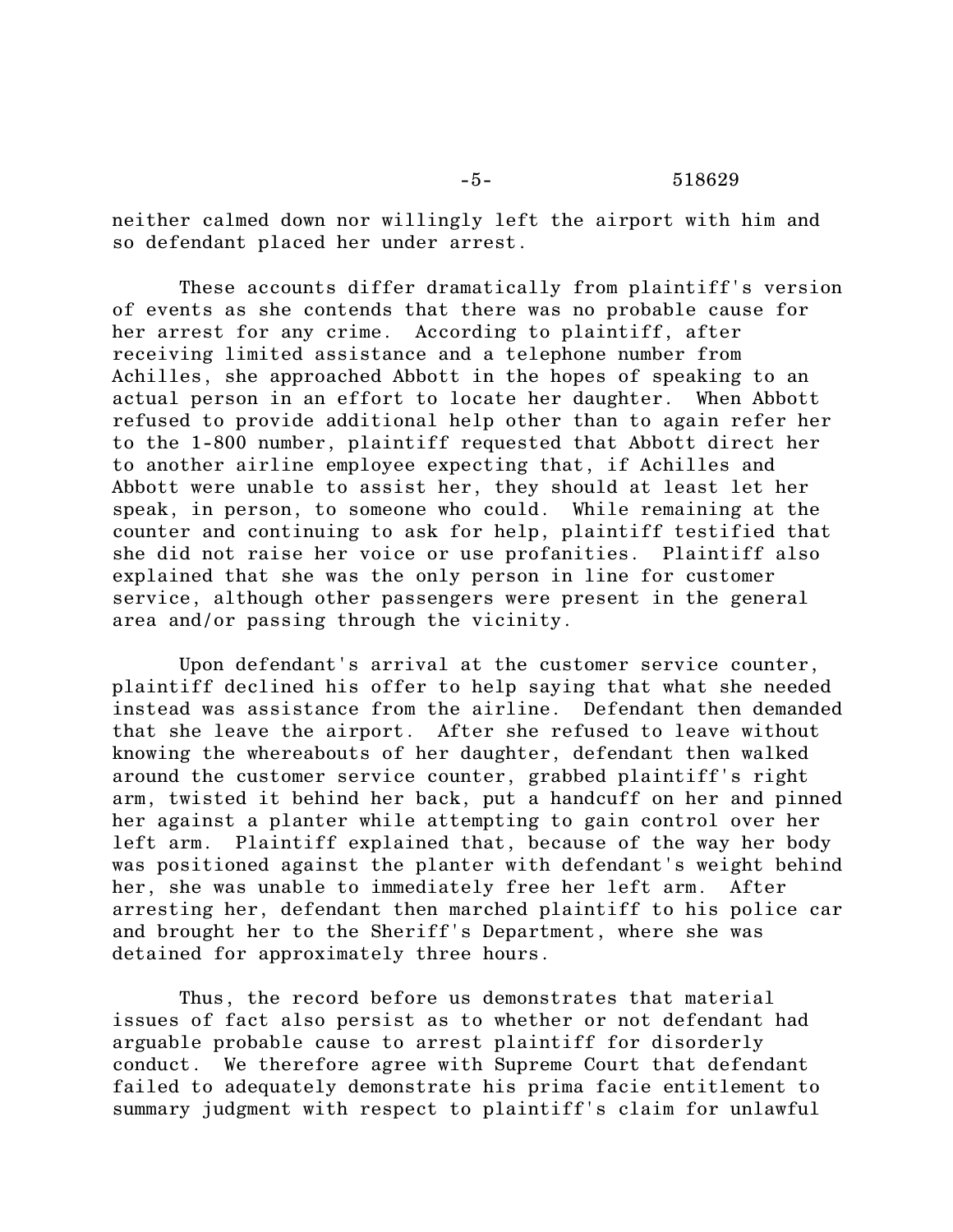neither calmed down nor willingly left the airport with him and so defendant placed her under arrest.

These accounts differ dramatically from plaintiff's version of events as she contends that there was no probable cause for her arrest for any crime. According to plaintiff, after receiving limited assistance and a telephone number from Achilles, she approached Abbott in the hopes of speaking to an actual person in an effort to locate her daughter. When Abbott refused to provide additional help other than to again refer her to the 1-800 number, plaintiff requested that Abbott direct her to another airline employee expecting that, if Achilles and Abbott were unable to assist her, they should at least let her speak, in person, to someone who could. While remaining at the counter and continuing to ask for help, plaintiff testified that she did not raise her voice or use profanities. Plaintiff also explained that she was the only person in line for customer service, although other passengers were present in the general area and/or passing through the vicinity.

Upon defendant's arrival at the customer service counter, plaintiff declined his offer to help saying that what she needed instead was assistance from the airline. Defendant then demanded that she leave the airport. After she refused to leave without knowing the whereabouts of her daughter, defendant then walked around the customer service counter, grabbed plaintiff's right arm, twisted it behind her back, put a handcuff on her and pinned her against a planter while attempting to gain control over her left arm. Plaintiff explained that, because of the way her body was positioned against the planter with defendant's weight behind her, she was unable to immediately free her left arm. After arresting her, defendant then marched plaintiff to his police car and brought her to the Sheriff's Department, where she was detained for approximately three hours.

Thus, the record before us demonstrates that material issues of fact also persist as to whether or not defendant had arguable probable cause to arrest plaintiff for disorderly conduct. We therefore agree with Supreme Court that defendant failed to adequately demonstrate his prima facie entitlement to summary judgment with respect to plaintiff's claim for unlawful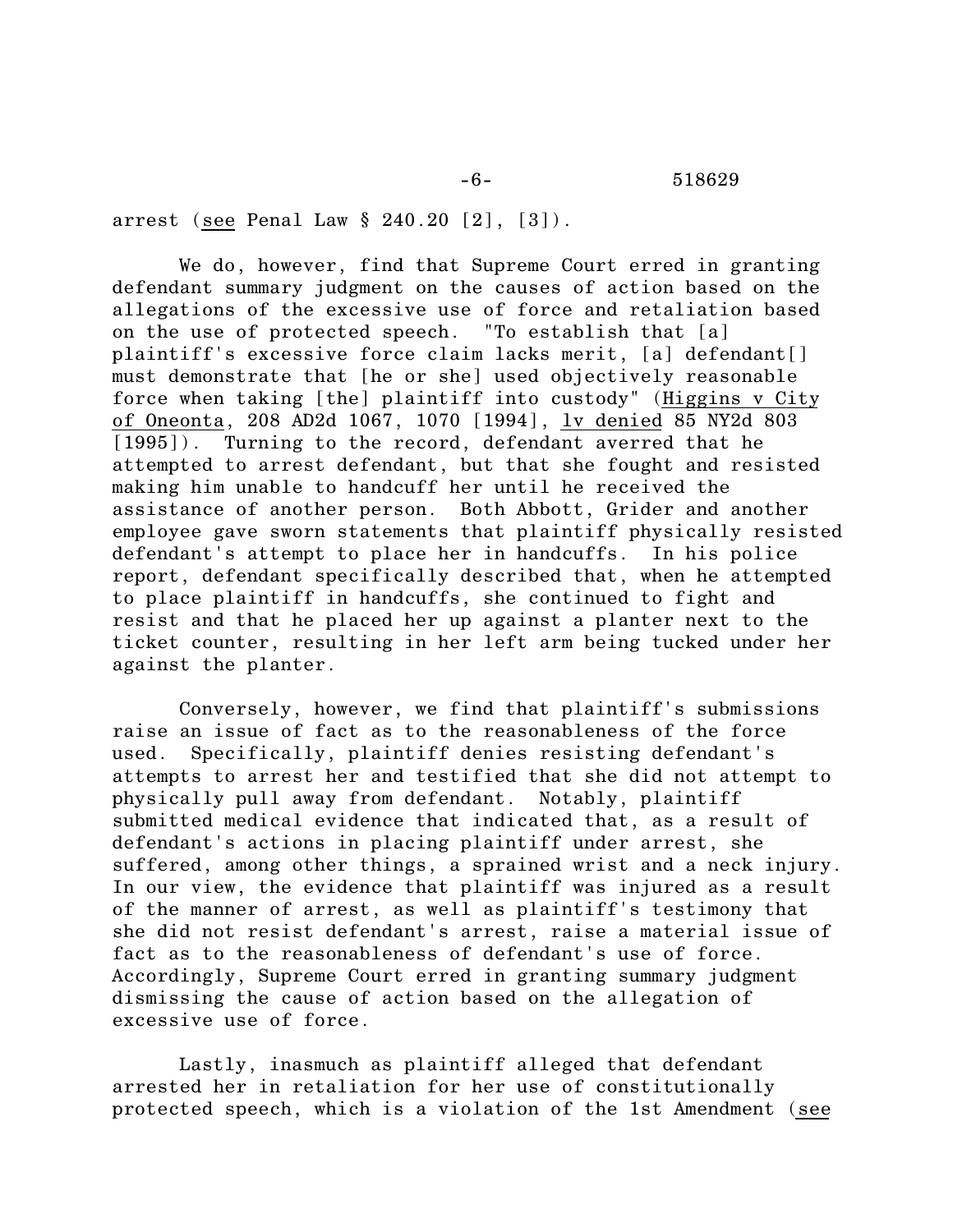arrest (see Penal Law § 240.20 [2], [3]).

We do, however, find that Supreme Court erred in granting defendant summary judgment on the causes of action based on the allegations of the excessive use of force and retaliation based on the use of protected speech. "To establish that [a] plaintiff's excessive force claim lacks merit, [a] defendant[] must demonstrate that [he or she] used objectively reasonable force when taking [the] plaintiff into custody" (Higgins v City of Oneonta, 208 AD2d 1067, 1070 [1994], lv denied 85 NY2d 803 [1995]). Turning to the record, defendant averred that he attempted to arrest defendant, but that she fought and resisted making him unable to handcuff her until he received the assistance of another person. Both Abbott, Grider and another employee gave sworn statements that plaintiff physically resisted defendant's attempt to place her in handcuffs. In his police report, defendant specifically described that, when he attempted to place plaintiff in handcuffs, she continued to fight and resist and that he placed her up against a planter next to the ticket counter, resulting in her left arm being tucked under her against the planter.

Conversely, however, we find that plaintiff's submissions raise an issue of fact as to the reasonableness of the force used. Specifically, plaintiff denies resisting defendant's attempts to arrest her and testified that she did not attempt to physically pull away from defendant. Notably, plaintiff submitted medical evidence that indicated that, as a result of defendant's actions in placing plaintiff under arrest, she suffered, among other things, a sprained wrist and a neck injury. In our view, the evidence that plaintiff was injured as a result of the manner of arrest, as well as plaintiff's testimony that she did not resist defendant's arrest, raise a material issue of fact as to the reasonableness of defendant's use of force. Accordingly, Supreme Court erred in granting summary judgment dismissing the cause of action based on the allegation of excessive use of force.

Lastly, inasmuch as plaintiff alleged that defendant arrested her in retaliation for her use of constitutionally protected speech, which is a violation of the 1st Amendment (see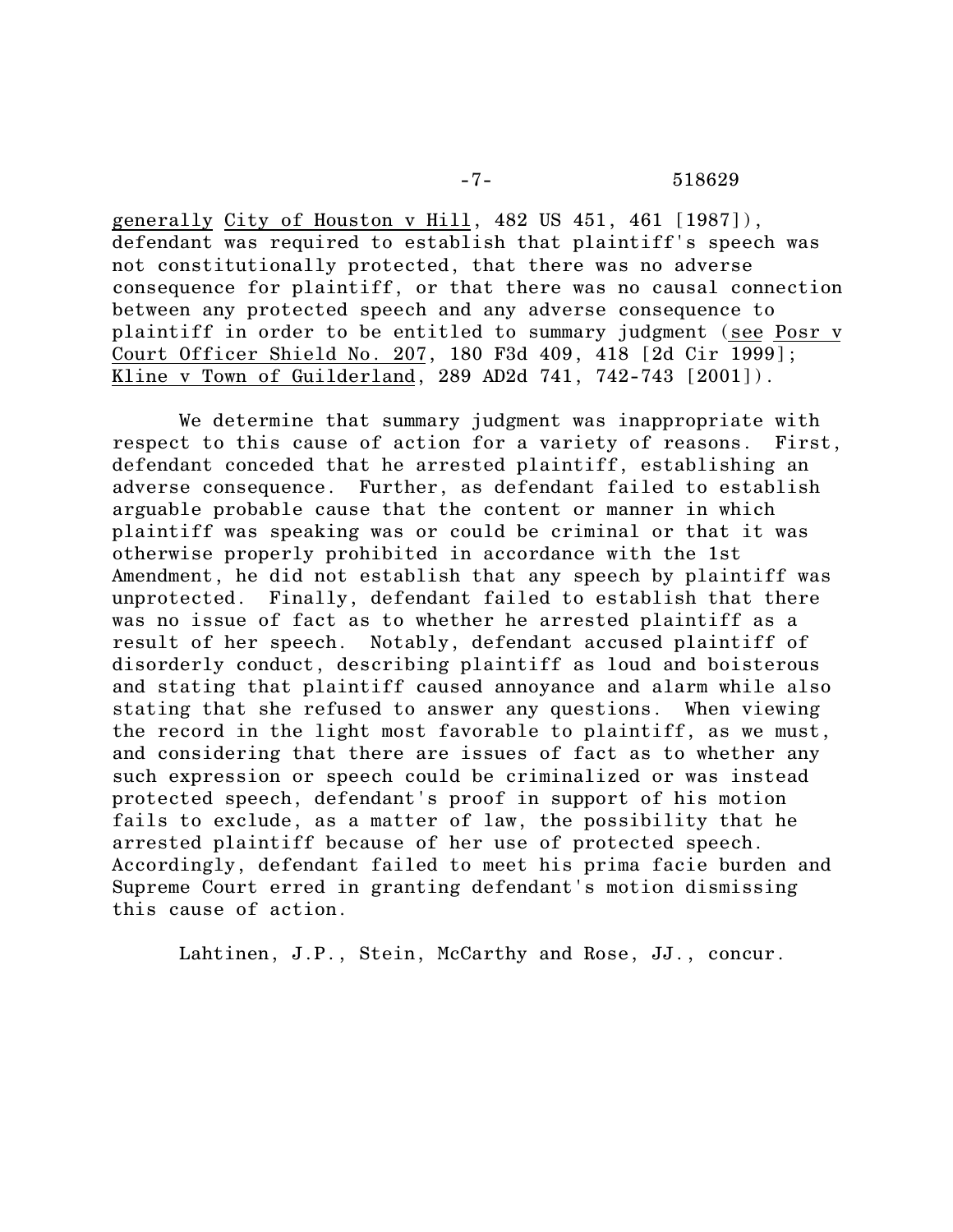generally *City of Houston v Hill*, 482 US 451, 461 [1987]), defendant was required to establish that plaintiff's speech was not constitutionally protected, that there was no adverse consequence for plaintiff, or that there was no causal connection between any protected speech and any adverse consequence to plaintiff in order to be entitled to summary judgment (*see Posr v Court Officer Shield No. 207*, 180 F3d 409, 418 [2d Cir 1999]; *Kline v Town of Guilderland*, 289 AD2d 741, 742-743 [2001]).

We determine that summary judgment was inappropriate with respect to this cause of action for a variety of reasons. First, defendant conceded that he arrested plaintiff, establishing an adverse consequence. Further, as defendant failed to establish arguable probable cause that the content or manner in which plaintiff was speaking was or could be criminal or that it was otherwise properly prohibited in accordance with the 1st Amendment, he did not establish that any speech by plaintiff was unprotected. Finally, defendant failed to establish that there was no issue of fact as to whether he arrested plaintiff as a result of her speech. Notably, defendant accused plaintiff of disorderly conduct, describing plaintiff as loud and boisterous and stating that plaintiff caused annoyance and alarm while also stating that she refused to answer any questions. When viewing the record in the light most favorable to plaintiff, as we must, and considering that there are issues of fact as to whether any such expression or speech could be criminalized or was instead protected speech, defendant's proof in support of his motion fails to exclude, as a matter of law, the possibility that he arrested plaintiff because of her use of protected speech. Accordingly, defendant failed to meet his prima facie burden and Supreme Court erred in granting defendant's motion dismissing this cause of action.

Lahtinen, J.P., Stein, McCarthy and Rose, JJ., concur.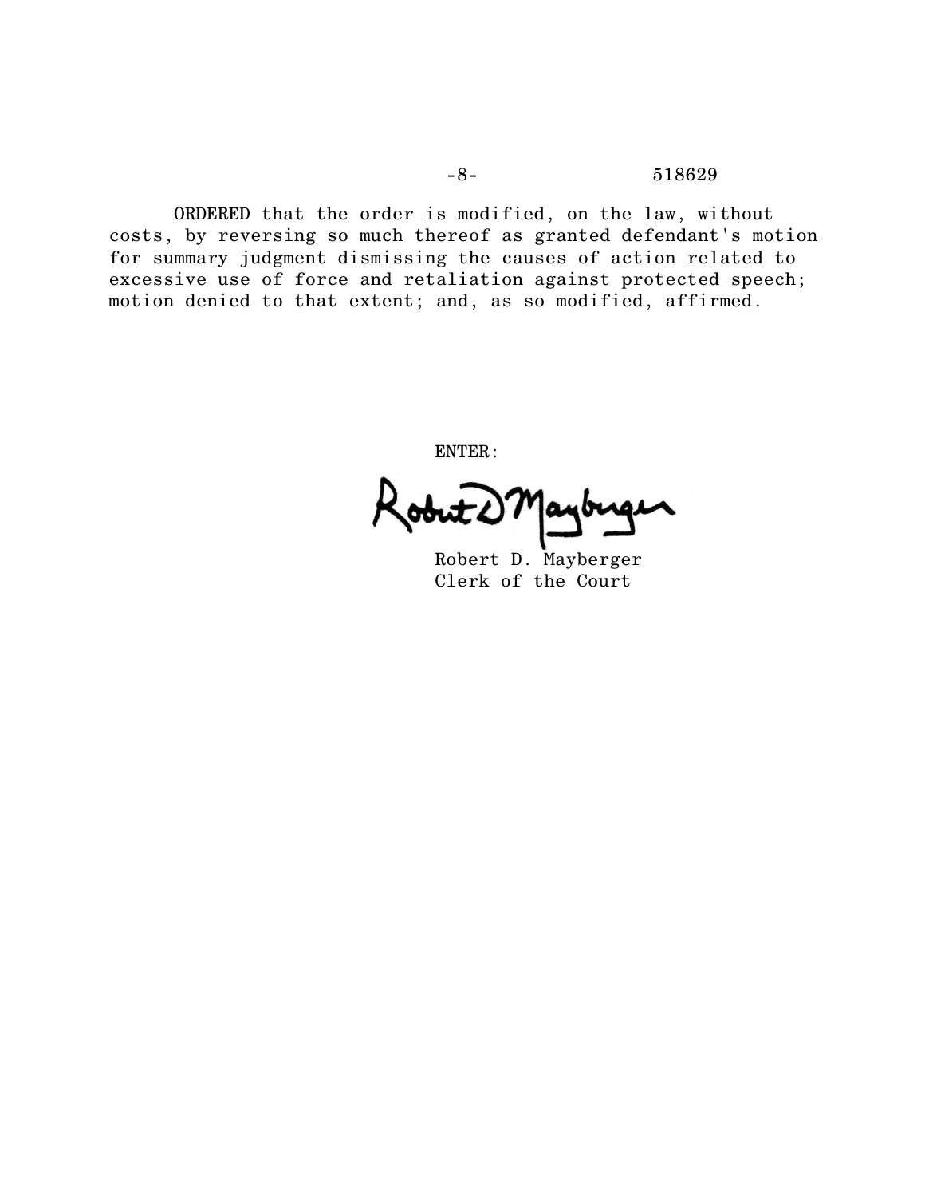ORDERED that the order is modified, on the law, without costs, by reversing so much thereof as granted defendant's motion for summary judgment dismissing the causes of action related to excessive use of force and retaliation against protected speech; motion denied to that extent; and, as so modified, affirmed.

ENTER:

Robert D. Mayberger
Clerk of the Court